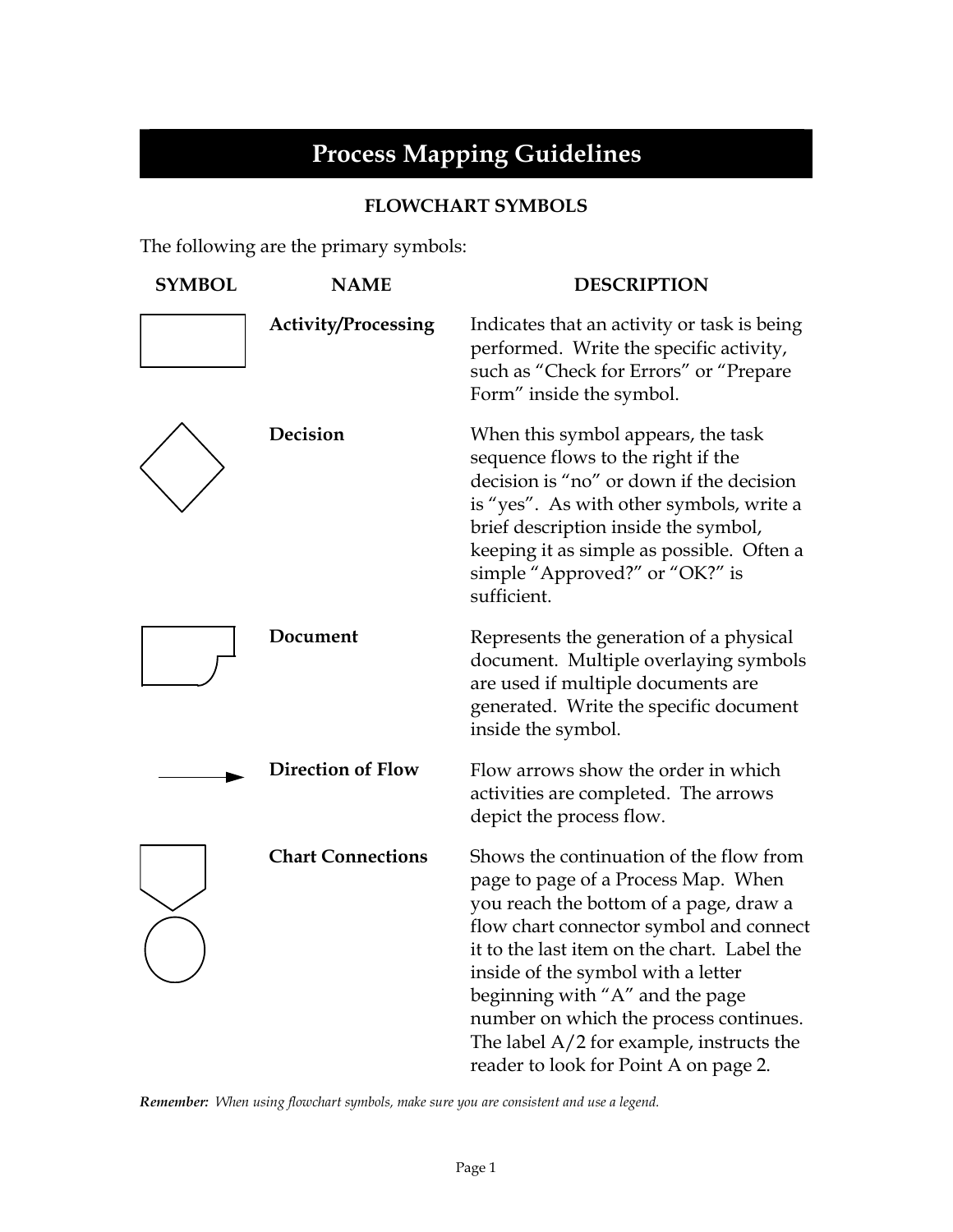# Process Mapping Guidelines

## FLOWCHART SYMBOLS

The following are the primary symbols:

| SYMBOL | NAME | DESCRIPTION |
|---|---|---|
| | **Activity/Processing** | Indicates that an activity or task is being performed. Write the specific activity, such as "Check for Errors" or "Prepare Form" inside the symbol. |
| | **Decision** | When this symbol appears, the task sequence flows to the right if the decision is "no" or down if the decision is "yes". As with other symbols, write a brief description inside the symbol, keeping it as simple as possible. Often a simple "Approved?" or "OK?" is sufficient. |
| | **Document** | Represents the generation of a physical document. Multiple overlaying symbols are used if multiple documents are generated. Write the specific document inside the symbol. |
| | **Direction of Flow** | Flow arrows show the order in which activities are completed. The arrows depict the process flow. |
| | **Chart Connections** | Shows the continuation of the flow from page to page of a Process Map. When you reach the bottom of a page, draw a flow chart connector symbol and connect it to the last item on the chart. Label the inside of the symbol with a letter beginning with "A" and the page number on which the process continues. The label A/2 for example, instructs the reader to look for Point A on page 2. |

***Remember:*** *When using flowchart symbols, make sure you are consistent and use a legend.*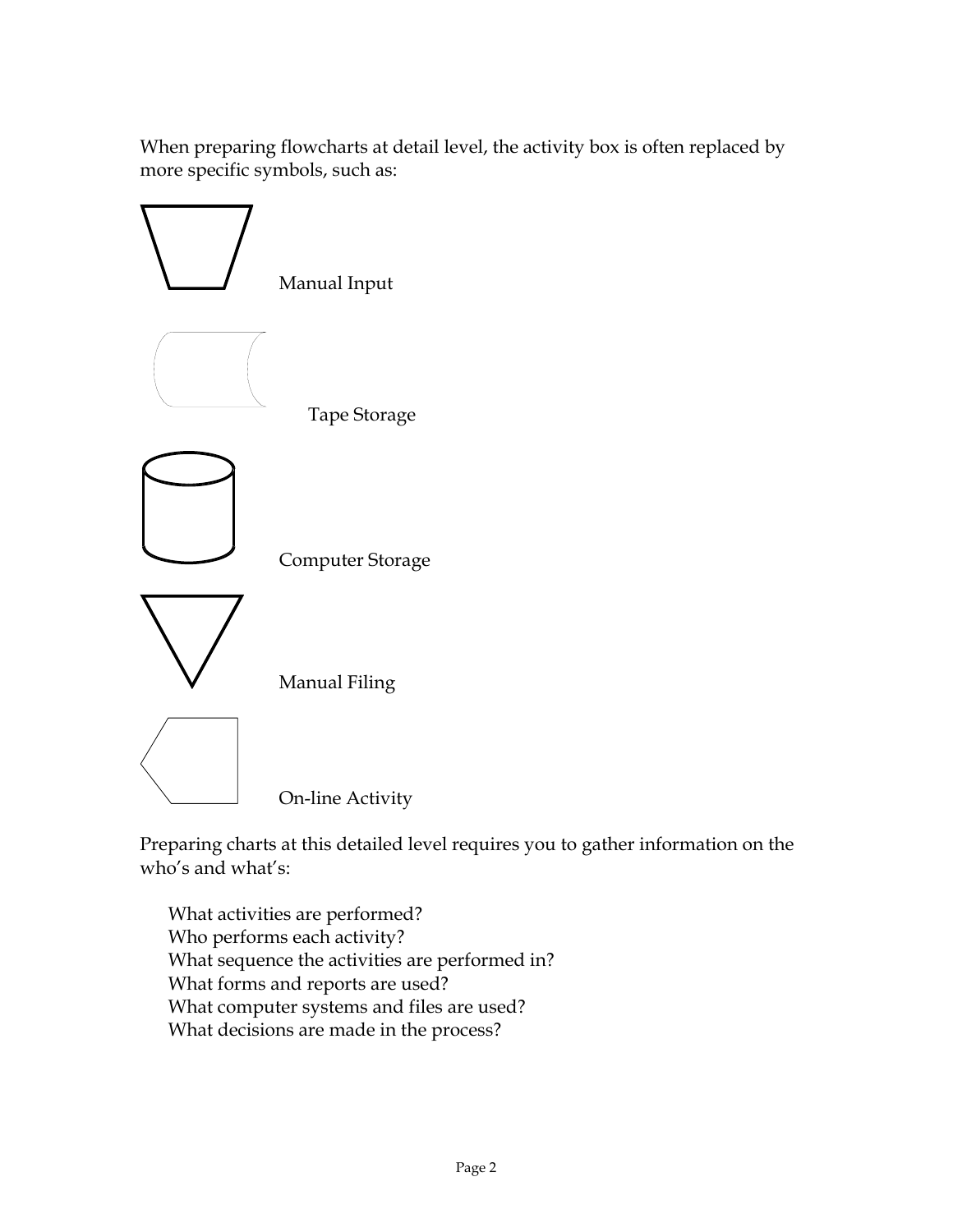When preparing flowcharts at detail level, the activity box is often replaced by more specific symbols, such as:

Manual Input

Tape Storage

Computer Storage

Manual Filing

On-line Activity

Preparing charts at this detailed level requires you to gather information on the who's and what's:

What activities are performed?
Who performs each activity?
What sequence the activities are performed in?
What forms and reports are used?
What computer systems and files are used?
What decisions are made in the process?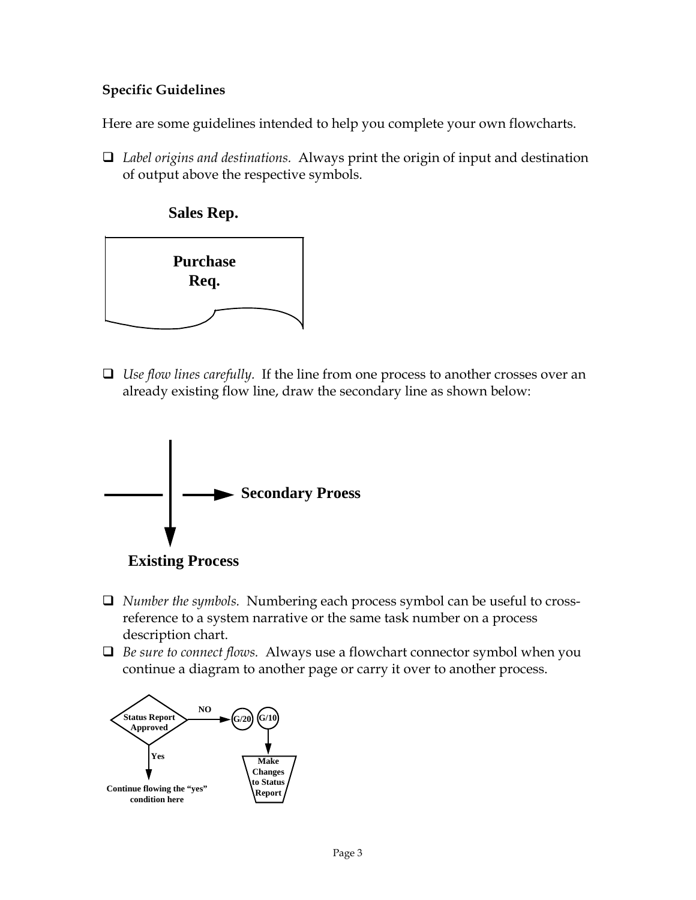**Specific Guidelines**

Here are some guidelines intended to help you complete your own flowcharts.

- *Label origins and destinations.* Always print the origin of input and destination of output above the respective symbols.

**Sales Rep.**

**Purchase Req.**

- *Use flow lines carefully.* If the line from one process to another crosses over an already existing flow line, draw the secondary line as shown below:

**Secondary Proess**

**Existing Process**

- *Number the symbols.* Numbering each process symbol can be useful to cross-reference to a system narrative or the same task number on a process description chart.
- *Be sure to connect flows.* Always use a flowchart connector symbol when you continue a diagram to another page or carry it over to another process.

**Status Report Approved** — **NO** → **G/20** — **G/10** → **Make Changes to Status Report**

**Yes** → **Continue flowing the "yes" condition here**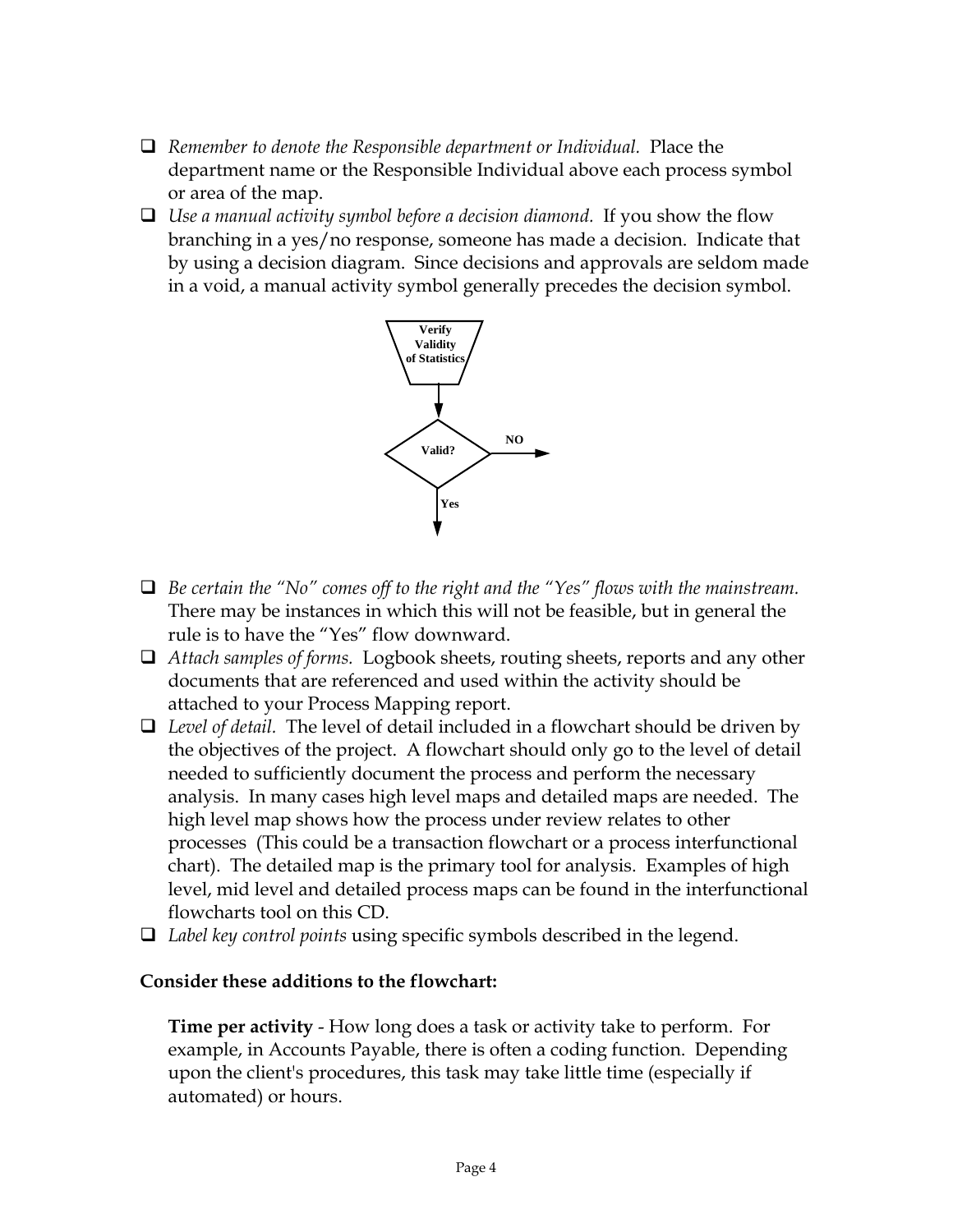- *Remember to denote the Responsible department or Individual.* Place the department name or the Responsible Individual above each process symbol or area of the map.
- *Use a manual activity symbol before a decision diamond.* If you show the flow branching in a yes/no response, someone has made a decision. Indicate that by using a decision diagram. Since decisions and approvals are seldom made in a void, a manual activity symbol generally precedes the decision symbol.

Verify Validity of Statistics → Valid? — NO (right) / Yes (down)

- *Be certain the "No" comes off to the right and the "Yes" flows with the mainstream.* There may be instances in which this will not be feasible, but in general the rule is to have the "Yes" flow downward.
- *Attach samples of forms.* Logbook sheets, routing sheets, reports and any other documents that are referenced and used within the activity should be attached to your Process Mapping report.
- *Level of detail.* The level of detail included in a flowchart should be driven by the objectives of the project. A flowchart should only go to the level of detail needed to sufficiently document the process and perform the necessary analysis. In many cases high level maps and detailed maps are needed. The high level map shows how the process under review relates to other processes (This could be a transaction flowchart or a process interfunctional chart). The detailed map is the primary tool for analysis. Examples of high level, mid level and detailed process maps can be found in the interfunctional flowcharts tool on this CD.
- *Label key control points* using specific symbols described in the legend.

**Consider these additions to the flowchart:**

**Time per activity** - How long does a task or activity take to perform. For example, in Accounts Payable, there is often a coding function. Depending upon the client's procedures, this task may take little time (especially if automated) or hours.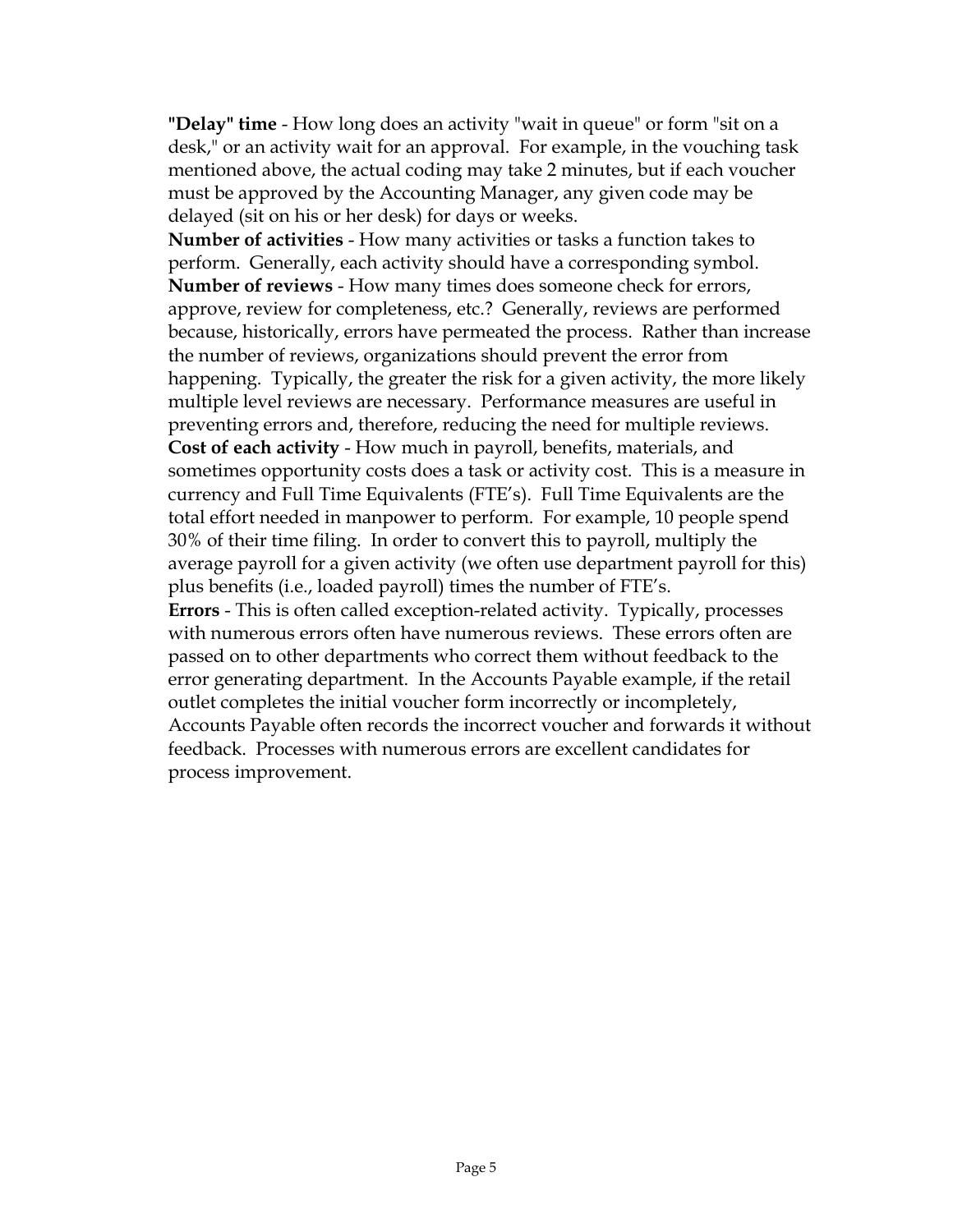**"Delay" time** - How long does an activity "wait in queue" or form "sit on a desk," or an activity wait for an approval. For example, in the vouching task mentioned above, the actual coding may take 2 minutes, but if each voucher must be approved by the Accounting Manager, any given code may be delayed (sit on his or her desk) for days or weeks.

**Number of activities** - How many activities or tasks a function takes to perform. Generally, each activity should have a corresponding symbol.

**Number of reviews** - How many times does someone check for errors, approve, review for completeness, etc.? Generally, reviews are performed because, historically, errors have permeated the process. Rather than increase the number of reviews, organizations should prevent the error from happening. Typically, the greater the risk for a given activity, the more likely multiple level reviews are necessary. Performance measures are useful in preventing errors and, therefore, reducing the need for multiple reviews.

**Cost of each activity** - How much in payroll, benefits, materials, and sometimes opportunity costs does a task or activity cost. This is a measure in currency and Full Time Equivalents (FTE's). Full Time Equivalents are the total effort needed in manpower to perform. For example, 10 people spend 30% of their time filing. In order to convert this to payroll, multiply the average payroll for a given activity (we often use department payroll for this) plus benefits (i.e., loaded payroll) times the number of FTE's.

**Errors** - This is often called exception-related activity. Typically, processes with numerous errors often have numerous reviews. These errors often are passed on to other departments who correct them without feedback to the error generating department. In the Accounts Payable example, if the retail outlet completes the initial voucher form incorrectly or incompletely, Accounts Payable often records the incorrect voucher and forwards it without feedback. Processes with numerous errors are excellent candidates for process improvement.